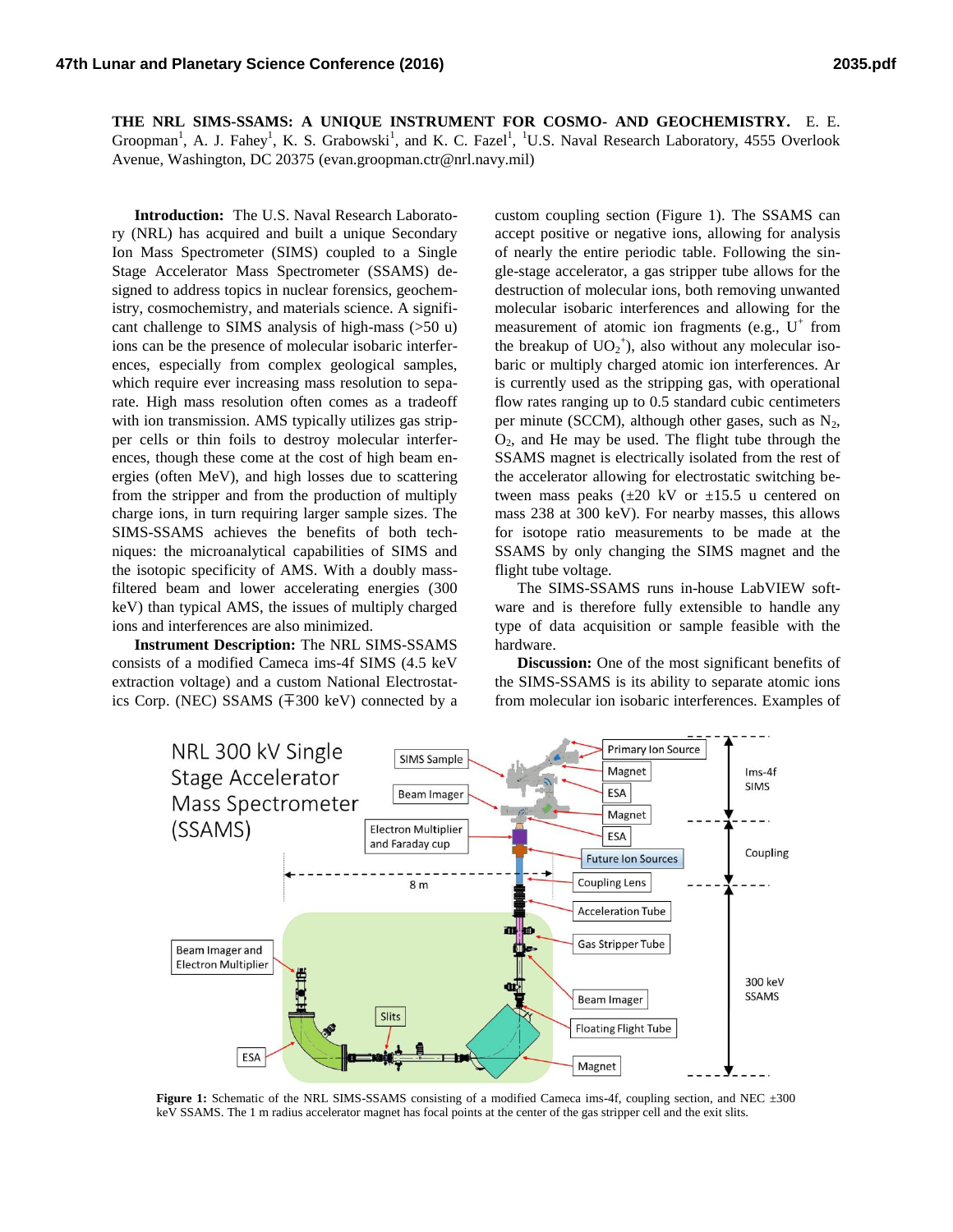**THE NRL SIMS-SSAMS: A UNIQUE INSTRUMENT FOR COSMO- AND GEOCHEMISTRY.** E. E. Groopman[1], A. J. Fahey[1], K. S. Grabowski[1], and K. C. Fazel[1], [1]U.S. Naval Research Laboratory, 4555 Overlook Avenue, Washington, DC 20375 (evan.groopman.ctr@nrl.navy.mil)

**Introduction:** The U.S. Naval Research Laboratory (NRL) has acquired and built a unique Secondary Ion Mass Spectrometer (SIMS) coupled to a Single Stage Accelerator Mass Spectrometer (SSAMS) designed to address topics in nuclear forensics, geochemistry, cosmochemistry, and materials science. A significant challenge to SIMS analysis of high-mass (>50 u) ions can be the presence of molecular isobaric interferences, especially from complex geological samples, which require ever increasing mass resolution to separate. High mass resolution often comes as a tradeoff with ion transmission. AMS typically utilizes gas stripper cells or thin foils to destroy molecular interferences, though these come at the cost of high beam energies (often MeV), and high losses due to scattering from the stripper and from the production of multiply charge ions, in turn requiring larger sample sizes. The SIMS-SSAMS achieves the benefits of both techniques: the microanalytical capabilities of SIMS and the isotopic specificity of AMS. With a doubly mass-filtered beam and lower accelerating energies (300 keV) than typical AMS, the issues of multiply charged ions and interferences are also minimized.

**Instrument Description:** The NRL SIMS-SSAMS consists of a modified Cameca ims-4f SIMS (4.5 keV extraction voltage) and a custom National Electrostatics Corp. (NEC) SSAMS (∓300 keV) connected by a custom coupling section (Figure 1). The SSAMS can accept positive or negative ions, allowing for analysis of nearly the entire periodic table. Following the single-stage accelerator, a gas stripper tube allows for the destruction of molecular ions, both removing unwanted molecular isobaric interferences and allowing for the measurement of atomic ion fragments (e.g., $U^+$ from the breakup of $UO_2^+$), also without any molecular isobaric or multiply charged atomic ion interferences. Ar is currently used as the stripping gas, with operational flow rates ranging up to 0.5 standard cubic centimeters per minute (SCCM), although other gases, such as $N_2$, $O_2$, and He may be used. The flight tube through the SSAMS magnet is electrically isolated from the rest of the accelerator allowing for electrostatic switching between mass peaks (±20 kV or ±15.5 u centered on mass 238 at 300 keV). For nearby masses, this allows for isotope ratio measurements to be made at the SSAMS by only changing the SIMS magnet and the flight tube voltage.

The SIMS-SSAMS runs in-house LabVIEW software and is therefore fully extensible to handle any type of data acquisition or sample feasible with the hardware.

**Discussion:** One of the most significant benefits of the SIMS-SSAMS is its ability to separate atomic ions from molecular ion isobaric interferences. Examples of

**Figure 1:** Schematic of the NRL SIMS-SSAMS consisting of a modified Cameca ims-4f, coupling section, and NEC ±300 keV SSAMS. The 1 m radius accelerator magnet has focal points at the center of the gas stripper cell and the exit slits.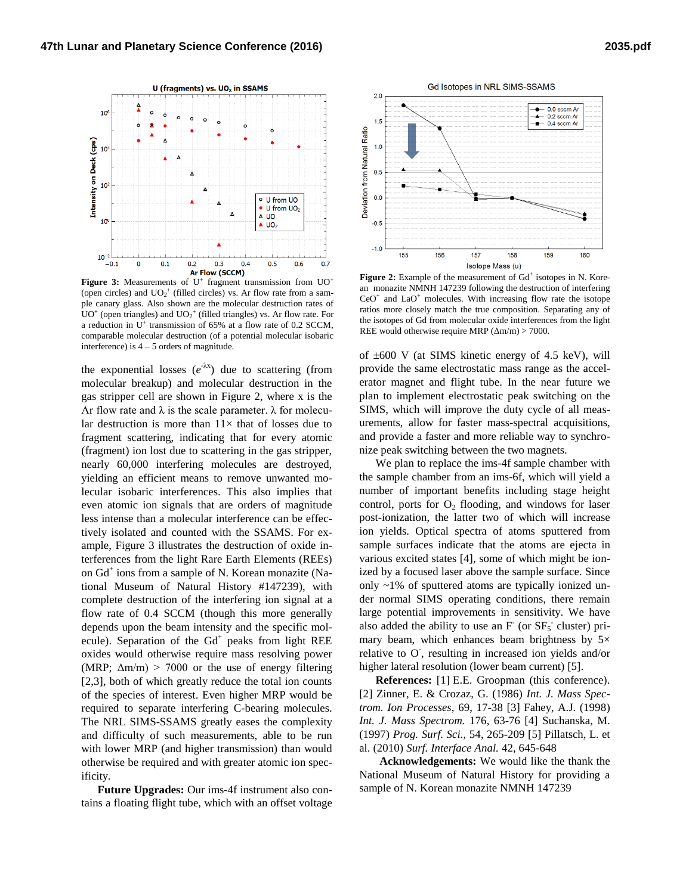U (fragments) vs. $UO_x$ in SSAMS

Intensity on Deck (cps)

Ar Flow (SCCM)

U from UO
U from $UO_2$
UO
$UO_2$

**Figure 3:** Measurements of $U^+$ fragment transmission from $UO^+$ (open circles) and $UO_2^+$ (filled circles) vs. Ar flow rate from a sample canary glass. Also shown are the molecular destruction rates of $UO^+$ (open triangles) and $UO_2^+$ (filled triangles) vs. Ar flow rate. For a reduction in $U^+$ transmission of 65% at a flow rate of 0.2 SCCM, comparable molecular destruction (of a potential molecular isobaric interference) is 4 – 5 orders of magnitude.

Gd Isotopes in NRL SIMS-SSAMS

Deviation from Natural Ratio

Isotope Mass (u)

0.0 sccm Ar
0.2 sccm Ar
0.4 sccm Ar

**Figure 2:** Example of the measurement of $Gd^+$ isotopes in N. Korean monazite NMNH 147239 following the destruction of interfering $CeO^+$ and $LaO^+$ molecules. With increasing flow rate the isotope ratios more closely match the true composition. Separating any of the isotopes of Gd from molecular oxide interferences from the light REE would otherwise require MRP ($\Delta m/m$) > 7000.

the exponential losses ($e^{-\lambda x}$) due to scattering (from molecular breakup) and molecular destruction in the gas stripper cell are shown in Figure 2, where x is the Ar flow rate and λ is the scale parameter. λ for molecular destruction is more than 11× that of losses due to fragment scattering, indicating that for every atomic (fragment) ion lost due to scattering in the gas stripper, nearly 60,000 interfering molecules are destroyed, yielding an efficient means to remove unwanted molecular isobaric interferences. This also implies that even atomic ion signals that are orders of magnitude less intense than a molecular interference can be effectively isolated and counted with the SSAMS. For example, Figure 3 illustrates the destruction of oxide interferences from the light Rare Earth Elements (REEs) on $Gd^+$ ions from a sample of N. Korean monazite (National Museum of Natural History #147239), with complete destruction of the interfering ion signal at a flow rate of 0.4 SCCM (though this more generally depends upon the beam intensity and the specific molecule). Separation of the $Gd^+$ peaks from light REE oxides would otherwise require mass resolving power (MRP; $\Delta m/m$) > 7000 or the use of energy filtering [2,3], both of which greatly reduce the total ion counts of the species of interest. Even higher MRP would be required to separate interfering C-bearing molecules. The NRL SIMS-SSAMS greatly eases the complexity and difficulty of such measurements, able to be run with lower MRP (and higher transmission) than would otherwise be required and with greater atomic ion specificity.

**Future Upgrades:** Our ims-4f instrument also contains a floating flight tube, which with an offset voltage of ±600 V (at SIMS kinetic energy of 4.5 keV), will provide the same electrostatic mass range as the accelerator magnet and flight tube. In the near future we plan to implement electrostatic peak switching on the SIMS, which will improve the duty cycle of all measurements, allow for faster mass-spectral acquisitions, and provide a faster and more reliable way to synchronize peak switching between the two magnets.

We plan to replace the ims-4f sample chamber with the sample chamber from an ims-6f, which will yield a number of important benefits including stage height control, ports for $O_2$ flooding, and windows for laser post-ionization, the latter two of which will increase ion yields. Optical spectra of atoms sputtered from sample surfaces indicate that the atoms are ejecta in various excited states [4], some of which might be ionized by a focused laser above the sample surface. Since only ~1% of sputtered atoms are typically ionized under normal SIMS operating conditions, there remain large potential improvements in sensitivity. We have also added the ability to use an $F^-$ (or $SF_5^-$ cluster) primary beam, which enhances beam brightness by 5× relative to $O^-$, resulting in increased ion yields and/or higher lateral resolution (lower beam current) [5].

**References:** [1] E.E. Groopman (this conference). [2] Zinner, E. & Crozaz, G. (1986) *Int. J. Mass Spectrom. Ion Processes*, 69, 17-38 [3] Fahey, A.J. (1998) *Int. J. Mass Spectrom.* 176, 63-76 [4] Suchanska, M. (1997) *Prog. Surf. Sci.*, 54, 265-209 [5] Pillatsch, L. et al. (2010) *Surf. Interface Anal.* 42, 645-648

**Acknowledgements:** We would like the thank the National Museum of Natural History for providing a sample of N. Korean monazite NMNH 147239